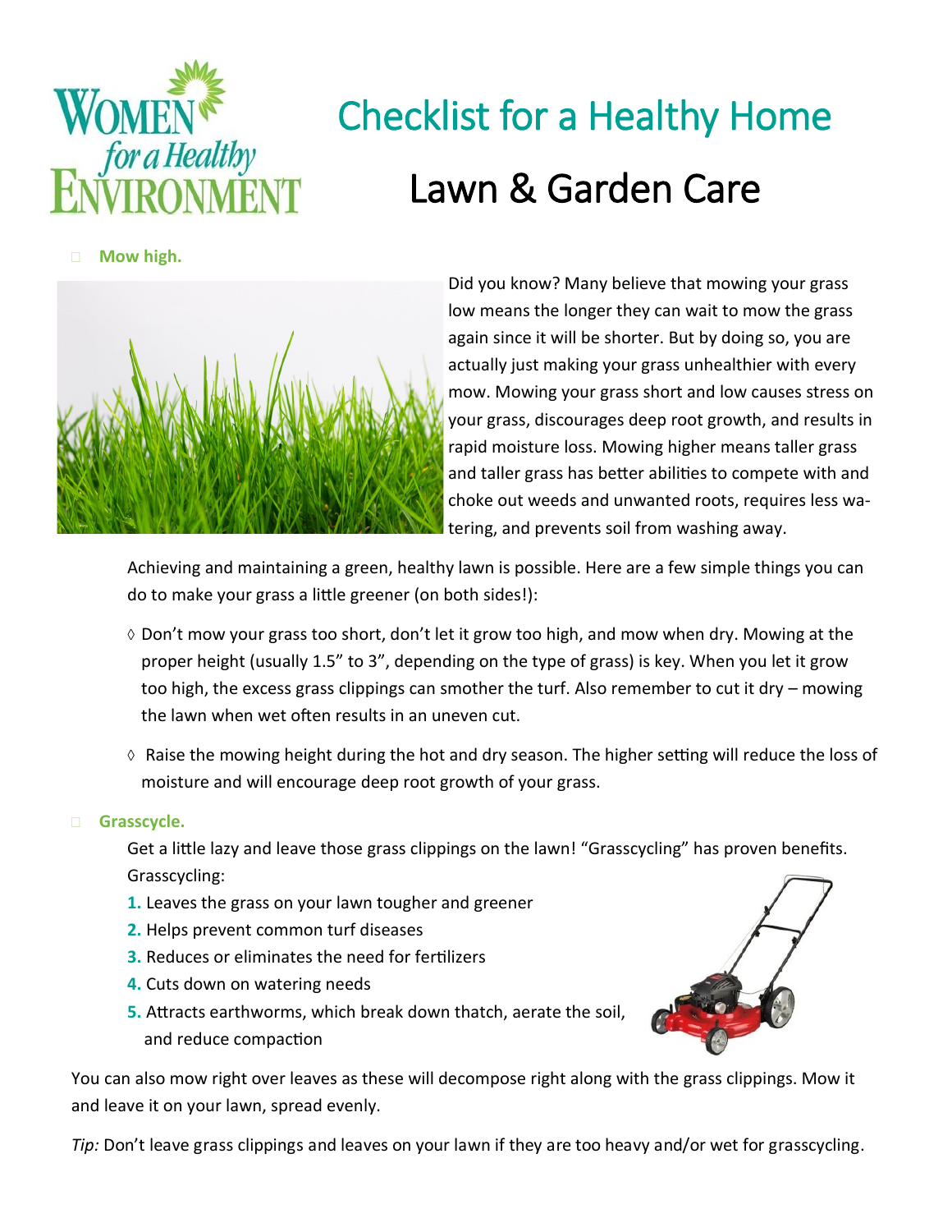Women for a Healthy Environment

# Checklist for a Healthy Home

## Lawn & Garden Care

- **Mow high.**

Did you know? Many believe that mowing your grass low means the longer they can wait to mow the grass again since it will be shorter. But by doing so, you are actually just making your grass unhealthier with every mow. Mowing your grass short and low causes stress on your grass, discourages deep root growth, and results in rapid moisture loss. Mowing higher means taller grass and taller grass has better abilities to compete with and choke out weeds and unwanted roots, requires less watering, and prevents soil from washing away.

Achieving and maintaining a green, healthy lawn is possible. Here are a few simple things you can do to make your grass a little greener (on both sides!):

◊ Don't mow your grass too short, don't let it grow too high, and mow when dry. Mowing at the proper height (usually 1.5" to 3", depending on the type of grass) is key. When you let it grow too high, the excess grass clippings can smother the turf. Also remember to cut it dry – mowing the lawn when wet often results in an uneven cut.

◊ Raise the mowing height during the hot and dry season. The higher setting will reduce the loss of moisture and will encourage deep root growth of your grass.

- **Grasscycle.**

Get a little lazy and leave those grass clippings on the lawn! "Grasscycling" has proven benefits. Grasscycling:

1. Leaves the grass on your lawn tougher and greener
2. Helps prevent common turf diseases
3. Reduces or eliminates the need for fertilizers
4. Cuts down on watering needs
5. Attracts earthworms, which break down thatch, aerate the soil, and reduce compaction

You can also mow right over leaves as these will decompose right along with the grass clippings. Mow it and leave it on your lawn, spread evenly.

*Tip:* Don't leave grass clippings and leaves on your lawn if they are too heavy and/or wet for grasscycling.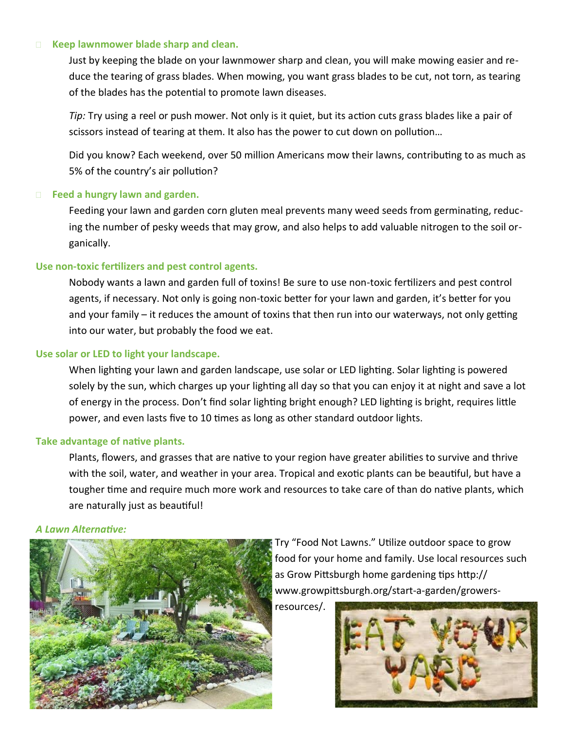- **Keep lawnmower blade sharp and clean.**

  Just by keeping the blade on your lawnmower sharp and clean, you will make mowing easier and reduce the tearing of grass blades. When mowing, you want grass blades to be cut, not torn, as tearing of the blades has the potential to promote lawn diseases.

  *Tip:* Try using a reel or push mower. Not only is it quiet, but its action cuts grass blades like a pair of scissors instead of tearing at them. It also has the power to cut down on pollution…

  Did you know? Each weekend, over 50 million Americans mow their lawns, contributing to as much as 5% of the country's air pollution?

- **Feed a hungry lawn and garden.**

  Feeding your lawn and garden corn gluten meal prevents many weed seeds from germinating, reducing the number of pesky weeds that may grow, and also helps to add valuable nitrogen to the soil organically.

**Use non-toxic fertilizers and pest control agents.**

Nobody wants a lawn and garden full of toxins! Be sure to use non-toxic fertilizers and pest control agents, if necessary. Not only is going non-toxic better for your lawn and garden, it's better for you and your family – it reduces the amount of toxins that then run into our waterways, not only getting into our water, but probably the food we eat.

**Use solar or LED to light your landscape.**

When lighting your lawn and garden landscape, use solar or LED lighting. Solar lighting is powered solely by the sun, which charges up your lighting all day so that you can enjoy it at night and save a lot of energy in the process. Don't find solar lighting bright enough? LED lighting is bright, requires little power, and even lasts five to 10 times as long as other standard outdoor lights.

**Take advantage of native plants.**

Plants, flowers, and grasses that are native to your region have greater abilities to survive and thrive with the soil, water, and weather in your area. Tropical and exotic plants can be beautiful, but have a tougher time and require much more work and resources to take care of than do native plants, which are naturally just as beautiful!

***A Lawn Alternative:***

Try "Food Not Lawns." Utilize outdoor space to grow food for your home and family. Use local resources such as Grow Pittsburgh home gardening tips http://www.growpittsburgh.org/start-a-garden/growers-resources/.